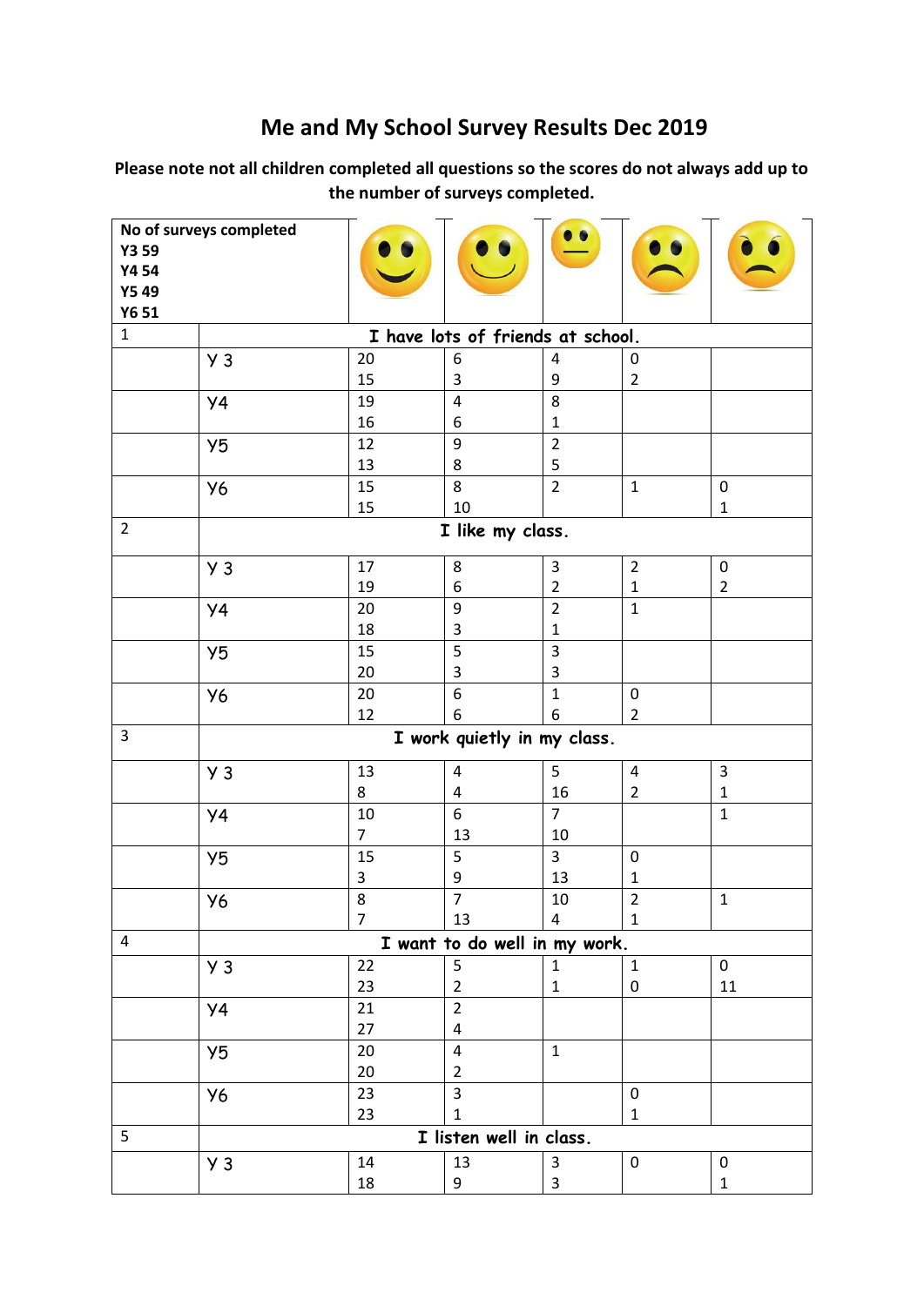# Me and My School Survey Results Dec 2019

**Please note not all children completed all questions so the scores do not always add up to the number of surveys completed.**

| No of surveys completed<br>**Y3 59**<br>**Y4 54**<br>**Y5 49**<br>**Y6 51** | | 😁 | 🙂 | 😐 | ☹️ | 😠 |
|---|---|---|---|---|---|---|
| 1 | I have lots of friends at school. | | | | | |
| | Y 3 | 20<br>15 | 6<br>3 | 4<br>9 | 0<br>2 | |
| | Y4 | 19<br>16 | 4<br>6 | 8<br>1 | | |
| | Y5 | 12<br>13 | 9<br>8 | 2<br>5 | | |
| | Y6 | 15<br>15 | 8<br>10 | 2 | 1 | 0<br>1 |
| 2 | I like my class. | | | | | |
| | Y 3 | 17<br>19 | 8<br>6 | 3<br>2 | 2<br>1 | 0<br>2 |
| | Y4 | 20<br>18 | 9<br>3 | 2<br>1 | 1 | |
| | Y5 | 15<br>20 | 5<br>3 | 3<br>3 | | |
| | Y6 | 20<br>12 | 6<br>6 | 1<br>6 | 0<br>2 | |
| 3 | I work quietly in my class. | | | | | |
| | Y 3 | 13<br>8 | 4<br>4 | 5<br>16 | 4<br>2 | 3<br>1 |
| | Y4 | 10<br>7 | 6<br>13 | 7<br>10 | | 1 |
| | Y5 | 15<br>3 | 5<br>9 | 3<br>13 | 0<br>1 | |
| | Y6 | 8<br>7 | 7<br>13 | 10<br>4 | 2<br>1 | 1 |
| 4 | I want to do well in my work. | | | | | |
| | Y 3 | 22<br>23 | 5<br>2 | 1<br>1 | 1<br>0 | 0<br>11 |
| | Y4 | 21<br>27 | 2<br>4 | | | |
| | Y5 | 20<br>20 | 4<br>2 | 1 | | |
| | Y6 | 23<br>23 | 3<br>1 | | 0<br>1 | |
| 5 | I listen well in class. | | | | | |
| | Y 3 | 14<br>18 | 13<br>9 | 3<br>3 | 0 | 0<br>1 |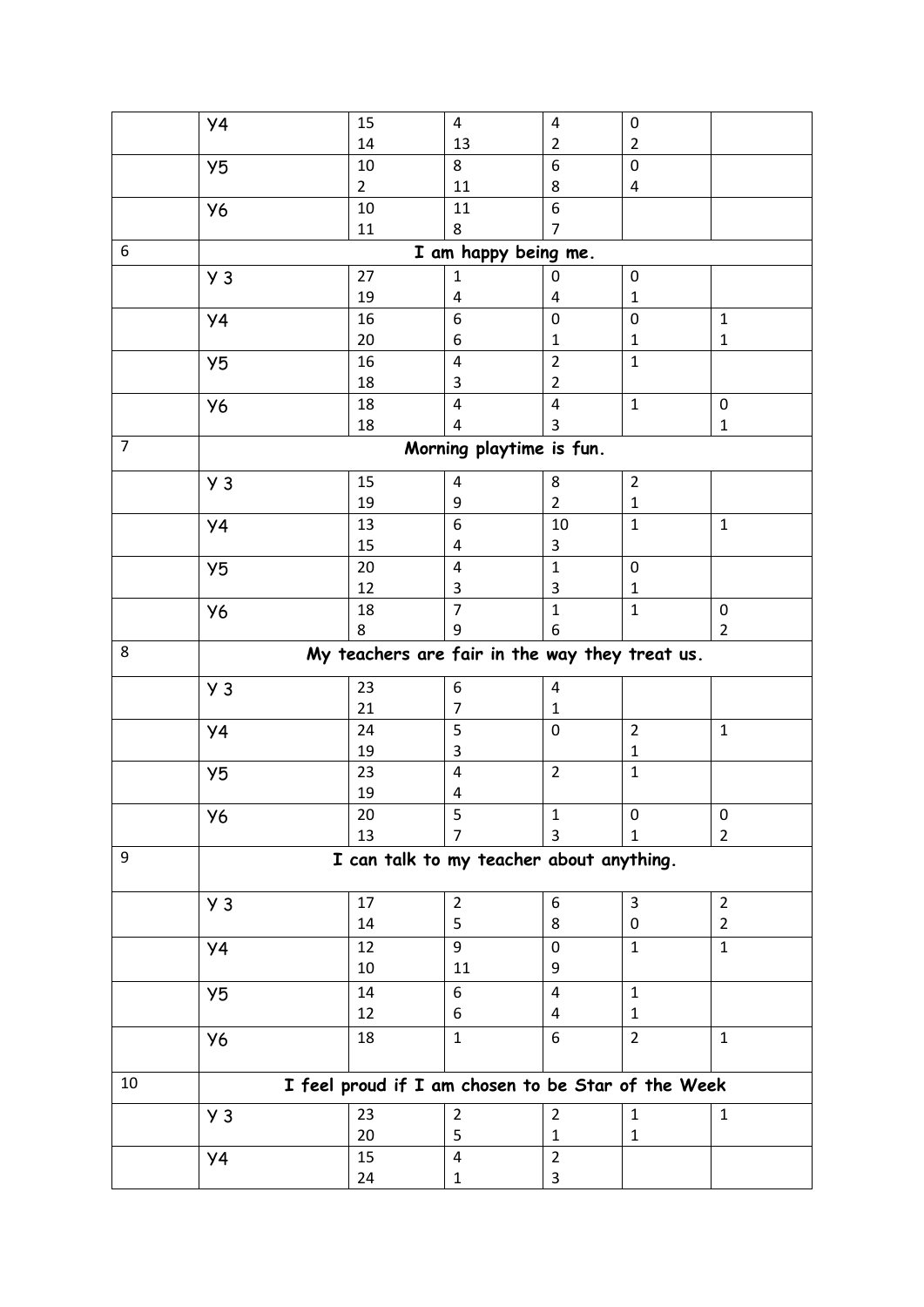| | | | | | | |
|---|---|---|---|---|---|---|
| | Y4 | 15<br>14 | 4<br>13 | 4<br>2 | 0<br>2 | |
| | Y5 | 10<br>2 | 8<br>11 | 6<br>8 | 0<br>4 | |
| | Y6 | 10<br>11 | 11<br>8 | 6<br>7 | | |
| 6 | **I am happy being me.** | | | | | |
| | Y 3 | 27<br>19 | 1<br>4 | 0<br>4 | 0<br>1 | |
| | Y4 | 16<br>20 | 6<br>6 | 0<br>1 | 0<br>1 | 1<br>1 |
| | Y5 | 16<br>18 | 4<br>3 | 2<br>2 | 1 | |
| | Y6 | 18<br>18 | 4<br>4 | 4<br>3 | 1 | 0<br>1 |
| 7 | **Morning playtime is fun.** | | | | | |
| | Y 3 | 15<br>19 | 4<br>9 | 8<br>2 | 2<br>1 | |
| | Y4 | 13<br>15 | 6<br>4 | 10<br>3 | 1 | 1 |
| | Y5 | 20<br>12 | 4<br>3 | 1<br>3 | 0<br>1 | |
| | Y6 | 18<br>8 | 7<br>9 | 1<br>6 | 1 | 0<br>2 |
| 8 | **My teachers are fair in the way they treat us.** | | | | | |
| | Y 3 | 23<br>21 | 6<br>7 | 4<br>1 | | |
| | Y4 | 24<br>19 | 5<br>3 | 0 | 2<br>1 | 1 |
| | Y5 | 23<br>19 | 4<br>4 | 2 | 1 | |
| | Y6 | 20<br>13 | 5<br>7 | 1<br>3 | 0<br>1 | 0<br>2 |
| 9 | **I can talk to my teacher about anything.** | | | | | |
| | Y 3 | 17<br>14 | 2<br>5 | 6<br>8 | 3<br>0 | 2<br>2 |
| | Y4 | 12<br>10 | 9<br>11 | 0<br>9 | 1 | 1 |
| | Y5 | 14<br>12 | 6<br>6 | 4<br>4 | 1<br>1 | |
| | Y6 | 18 | 1 | 6 | 2 | 1 |
| 10 | **I feel proud if I am chosen to be Star of the Week** | | | | | |
| | Y 3 | 23<br>20 | 2<br>5 | 2<br>1 | 1<br>1 | 1 |
| | Y4 | 15<br>24 | 4<br>1 | 2<br>3 | | |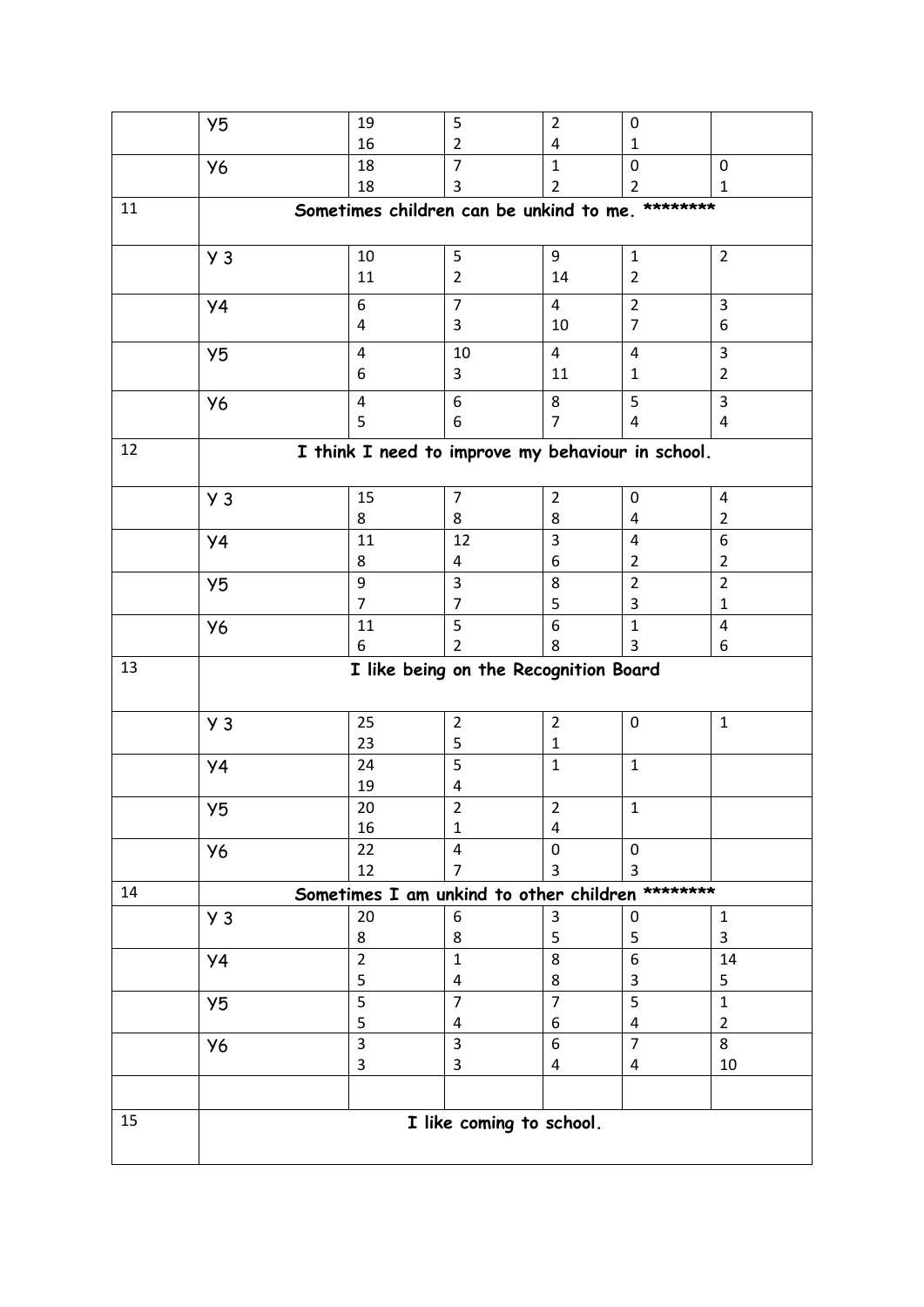| | | | | | | |
|---|---|---|---|---|---|---|
| | Y5 | 19<br>16 | 5<br>2 | 2<br>4 | 0<br>1 | |
| | Y6 | 18<br>18 | 7<br>3 | 1<br>2 | 0<br>2 | 0<br>1 |
| 11 | **Sometimes children can be unkind to me. ********** | | | | | |
| | Y 3 | 10<br>11 | 5<br>2 | 9<br>14 | 1<br>2 | 2 |
| | Y4 | 6<br>4 | 7<br>3 | 4<br>10 | 2<br>7 | 3<br>6 |
| | Y5 | 4<br>6 | 10<br>3 | 4<br>11 | 4<br>1 | 3<br>2 |
| | Y6 | 4<br>5 | 6<br>6 | 8<br>7 | 5<br>4 | 3<br>4 |
| 12 | **I think I need to improve my behaviour in school.** | | | | | |
| | Y 3 | 15<br>8 | 7<br>8 | 2<br>8 | 0<br>4 | 4<br>2 |
| | Y4 | 11<br>8 | 12<br>4 | 3<br>6 | 4<br>2 | 6<br>2 |
| | Y5 | 9<br>7 | 3<br>7 | 8<br>5 | 2<br>3 | 2<br>1 |
| | Y6 | 11<br>6 | 5<br>2 | 6<br>8 | 1<br>3 | 4<br>6 |
| 13 | **I like being on the Recognition Board** | | | | | |
| | Y 3 | 25<br>23 | 2<br>5 | 2<br>1 | 0 | 1 |
| | Y4 | 24<br>19 | 5<br>4 | 1 | 1 | |
| | Y5 | 20<br>16 | 2<br>1 | 2<br>4 | 1 | |
| | Y6 | 22<br>12 | 4<br>7 | 0<br>3 | 0<br>3 | |
| 14 | **Sometimes I am unkind to other children ********** | | | | | |
| | Y 3 | 20<br>8 | 6<br>8 | 3<br>5 | 0<br>5 | 1<br>3 |
| | Y4 | 2<br>5 | 1<br>4 | 8<br>8 | 6<br>3 | 14<br>5 |
| | Y5 | 5<br>5 | 7<br>4 | 7<br>6 | 5<br>4 | 1<br>2 |
| | Y6 | 3<br>3 | 3<br>3 | 6<br>4 | 7<br>4 | 8<br>10 |
| | | | | | | |
| 15 | **I like coming to school.** | | | | | |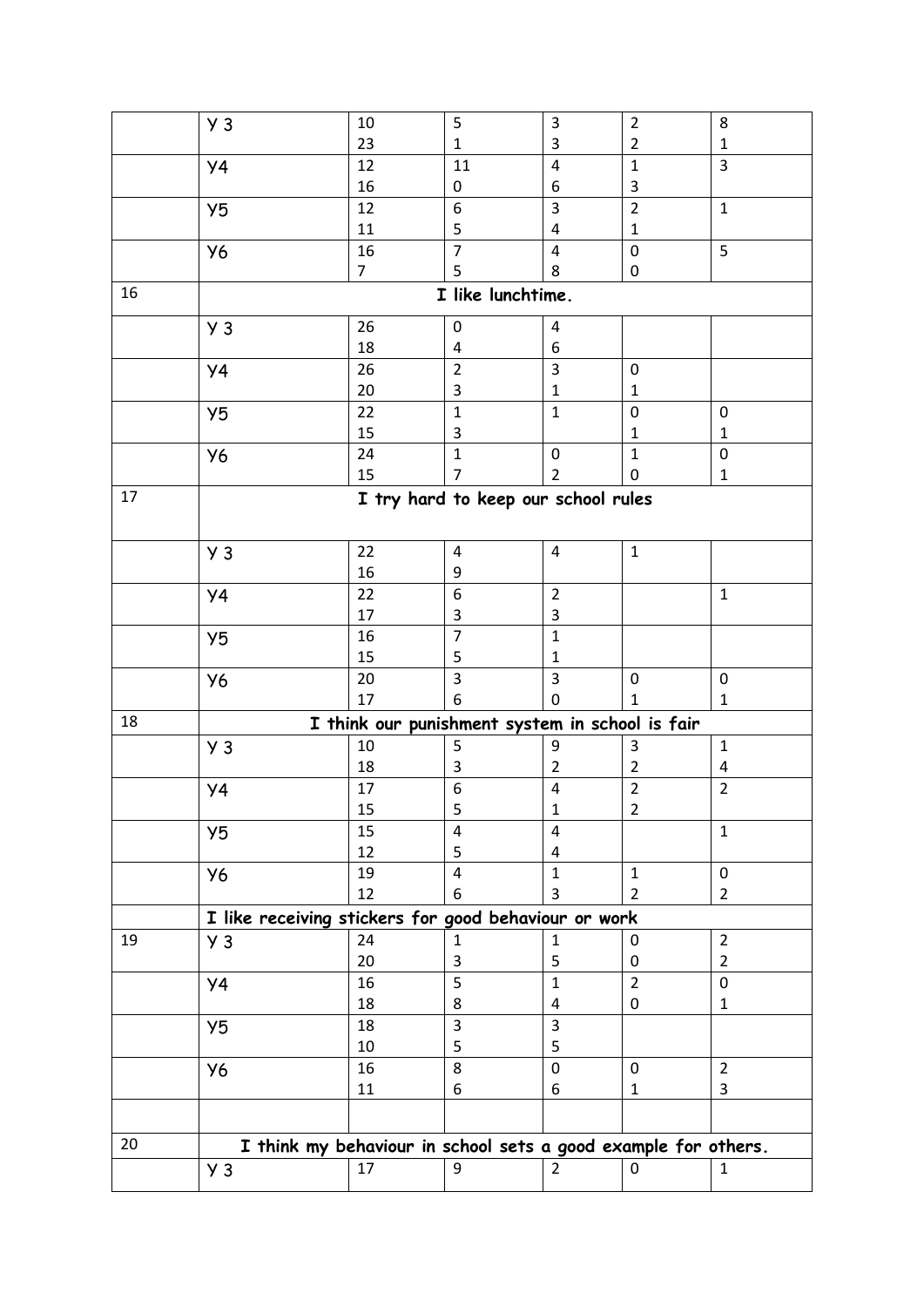| | | | | | | |
|---|---|---|---|---|---|---|
| | Y 3 | 10<br>23 | 5<br>1 | 3<br>3 | 2<br>2 | 8<br>1 |
| | Y4 | 12<br>16 | 11<br>0 | 4<br>6 | 1<br>3 | 3 |
| | Y5 | 12<br>11 | 6<br>5 | 3<br>4 | 2<br>1 | 1 |
| | Y6 | 16<br>7 | 7<br>5 | 4<br>8 | 0<br>0 | 5 |
| 16 | **I like lunchtime.** | | | | | |
| | Y 3 | 26<br>18 | 0<br>4 | 4<br>6 | | |
| | Y4 | 26<br>20 | 2<br>3 | 3<br>1 | 0<br>1 | |
| | Y5 | 22<br>15 | 1<br>3 | 1 | 0<br>1 | 0<br>1 |
| | Y6 | 24<br>15 | 1<br>7 | 0<br>2 | 1<br>0 | 0<br>1 |
| 17 | **I try hard to keep our school rules** | | | | | |
| | Y 3 | 22<br>16 | 4<br>9 | 4 | 1 | |
| | Y4 | 22<br>17 | 6<br>3 | 2<br>3 | | 1 |
| | Y5 | 16<br>15 | 7<br>5 | 1<br>1 | | |
| | Y6 | 20<br>17 | 3<br>6 | 3<br>0 | 0<br>1 | 0<br>1 |
| 18 | **I think our punishment system in school is fair** | | | | | |
| | Y 3 | 10<br>18 | 5<br>3 | 9<br>2 | 3<br>2 | 1<br>4 |
| | Y4 | 17<br>15 | 6<br>5 | 4<br>1 | 2<br>2 | 2 |
| | Y5 | 15<br>12 | 4<br>5 | 4<br>4 | | 1 |
| | Y6 | 19<br>12 | 4<br>6 | 1<br>3 | 1<br>2 | 0<br>2 |
| | **I like receiving stickers for good behaviour or work** | | | | | |
| 19 | Y 3 | 24<br>20 | 1<br>3 | 1<br>5 | 0<br>0 | 2<br>2 |
| | Y4 | 16<br>18 | 5<br>8 | 1<br>4 | 2<br>0 | 0<br>1 |
| | Y5 | 18<br>10 | 3<br>5 | 3<br>5 | | |
| | Y6 | 16<br>11 | 8<br>6 | 0<br>6 | 0<br>1 | 2<br>3 |
| | | | | | | |
| 20 | **I think my behaviour in school sets a good example for others.** | | | | | |
| | Y 3 | 17 | 9 | 2 | 0 | 1 |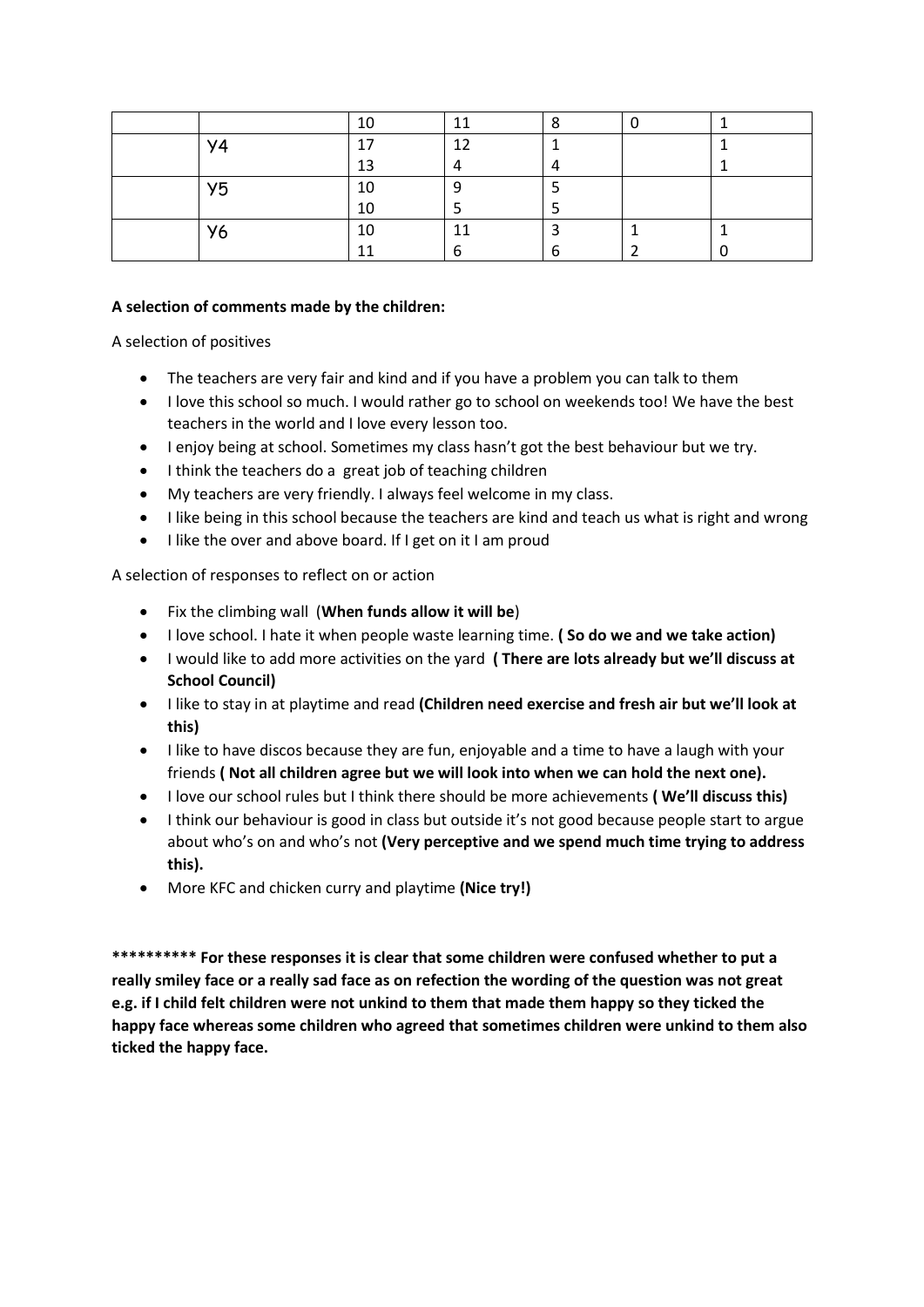| | | | | | | |
|---|---|---|---|---|---|---|
| | | 10 | 11 | 8 | 0 | 1 |
| | Y4 | 17 | 12 | 1 | | 1 |
| | | 13 | 4 | 4 | | 1 |
| | Y5 | 10 | 9 | 5 | | |
| | | 10 | 5 | 5 | | |
| | Y6 | 10 | 11 | 3 | 1 | 1 |
| | | 11 | 6 | 6 | 2 | 0 |

**A selection of comments made by the children:**

A selection of positives

- The teachers are very fair and kind and if you have a problem you can talk to them
- I love this school so much. I would rather go to school on weekends too! We have the best teachers in the world and I love every lesson too.
- I enjoy being at school. Sometimes my class hasn't got the best behaviour but we try.
- I think the teachers do a great job of teaching children
- My teachers are very friendly. I always feel welcome in my class.
- I like being in this school because the teachers are kind and teach us what is right and wrong
- I like the over and above board. If I get on it I am proud

A selection of responses to reflect on or action

- Fix the climbing wall (**When funds allow it will be**)
- I love school. I hate it when people waste learning time. **( So do we and we take action)**
- I would like to add more activities on the yard **( There are lots already but we'll discuss at School Council)**
- I like to stay in at playtime and read **(Children need exercise and fresh air but we'll look at this)**
- I like to have discos because they are fun, enjoyable and a time to have a laugh with your friends **( Not all children agree but we will look into when we can hold the next one).**
- I love our school rules but I think there should be more achievements **( We'll discuss this)**
- I think our behaviour is good in class but outside it's not good because people start to argue about who's on and who's not **(Very perceptive and we spend much time trying to address this).**
- More KFC and chicken curry and playtime **(Nice try!)**

**********\* For these responses it is clear that some children were confused whether to put a really smiley face or a really sad face as on refection the wording of the question was not great e.g. if I child felt children were not unkind to them that made them happy so they ticked the happy face whereas some children who agreed that sometimes children were unkind to them also ticked the happy face.**